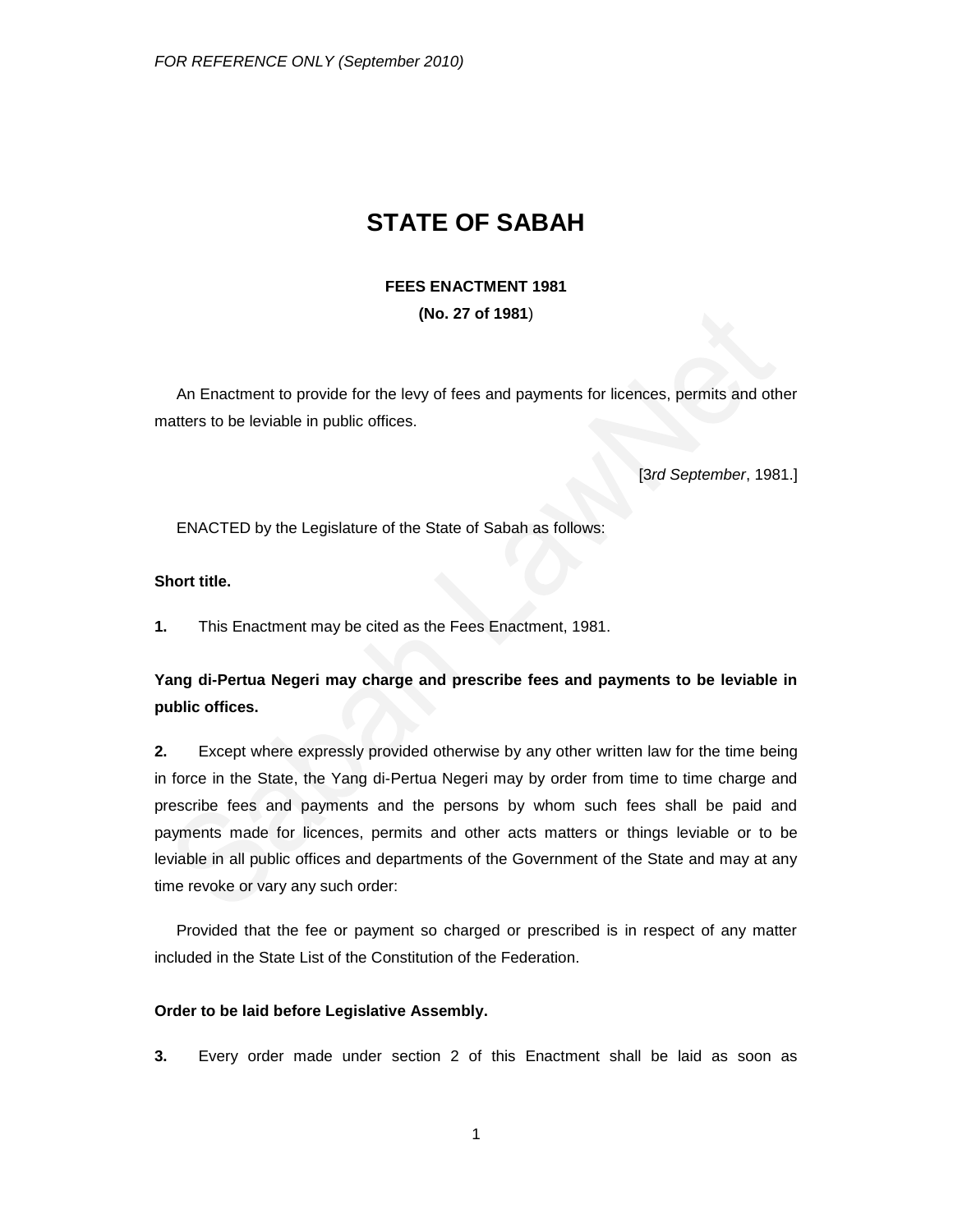FOR REFERENCE ONLY (September 2010)

# STATE OF SABAH

## FEES ENACTMENT 1981

**(No. 27 of 1981)**

An Enactment to provide for the levy of fees and payments for licences, permits and other matters to be leviable in public offices.

[3*rd September*, 1981.]

ENACTED by the Legislature of the State of Sabah as follows:

**Short title.**

**1.** This Enactment may be cited as the Fees Enactment, 1981.

**Yang di-Pertua Negeri may charge and prescribe fees and payments to be leviable in public offices.**

**2.** Except where expressly provided otherwise by any other written law for the time being in force in the State, the Yang di-Pertua Negeri may by order from time to time charge and prescribe fees and payments and the persons by whom such fees shall be paid and payments made for licences, permits and other acts matters or things leviable or to be leviable in all public offices and departments of the Government of the State and may at any time revoke or vary any such order:

Provided that the fee or payment so charged or prescribed is in respect of any matter included in the State List of the Constitution of the Federation.

**Order to be laid before Legislative Assembly.**

**3.** Every order made under section 2 of this Enactment shall be laid as soon as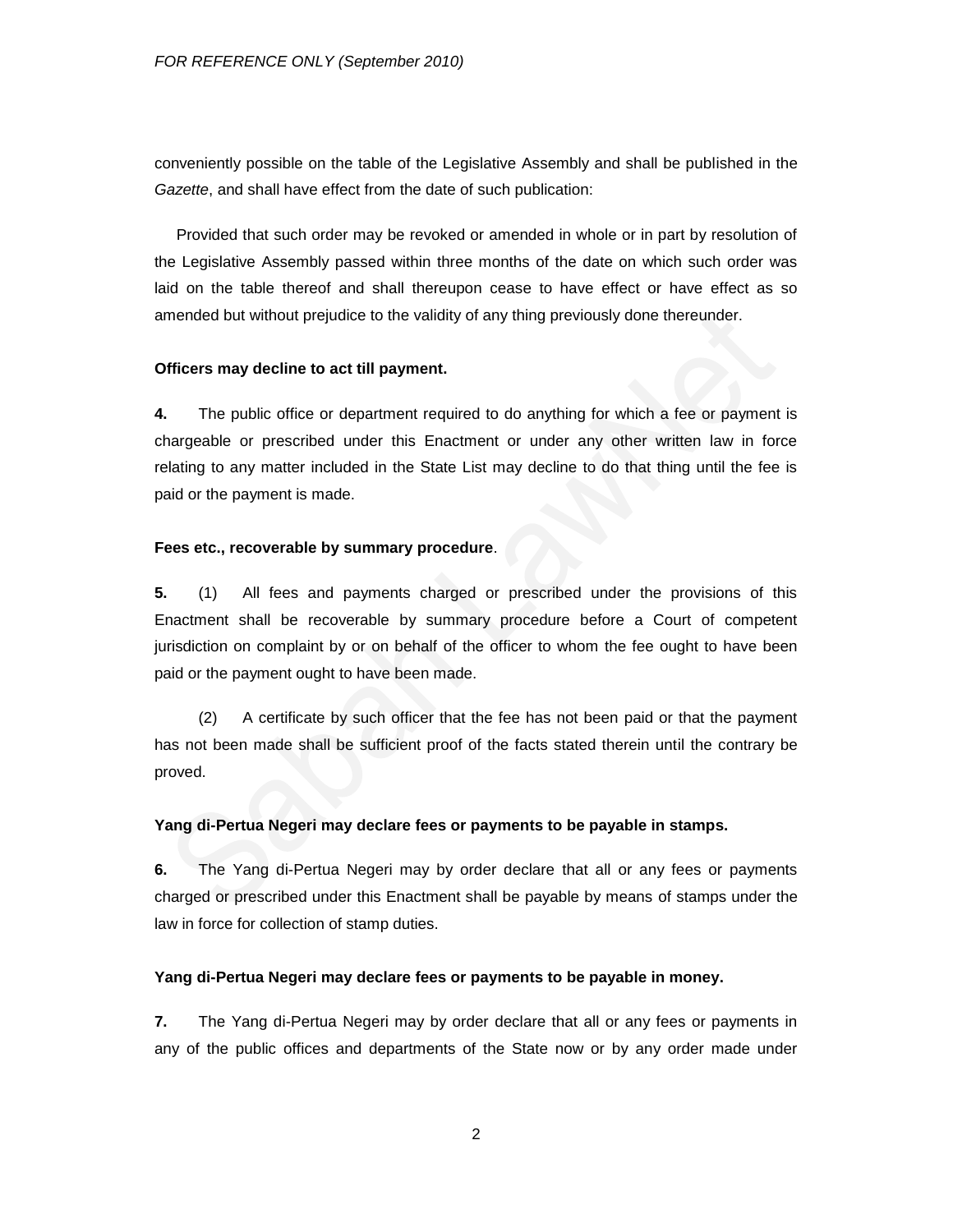conveniently possible on the table of the Legislative Assembly and shall be published in the *Gazette*, and shall have effect from the date of such publication:

Provided that such order may be revoked or amended in whole or in part by resolution of the Legislative Assembly passed within three months of the date on which such order was laid on the table thereof and shall thereupon cease to have effect or have effect as so amended but without prejudice to the validity of any thing previously done thereunder.

**Officers may decline to act till payment.**

**4.** The public office or department required to do anything for which a fee or payment is chargeable or prescribed under this Enactment or under any other written law in force relating to any matter included in the State List may decline to do that thing until the fee is paid or the payment is made.

**Fees etc., recoverable by summary procedure**.

**5.** (1) All fees and payments charged or prescribed under the provisions of this Enactment shall be recoverable by summary procedure before a Court of competent jurisdiction on complaint by or on behalf of the officer to whom the fee ought to have been paid or the payment ought to have been made.

(2) A certificate by such officer that the fee has not been paid or that the payment has not been made shall be sufficient proof of the facts stated therein until the contrary be proved.

**Yang di-Pertua Negeri may declare fees or payments to be payable in stamps.**

**6.** The Yang di-Pertua Negeri may by order declare that all or any fees or payments charged or prescribed under this Enactment shall be payable by means of stamps under the law in force for collection of stamp duties.

**Yang di-Pertua Negeri may declare fees or payments to be payable in money.**

**7.** The Yang di-Pertua Negeri may by order declare that all or any fees or payments in any of the public offices and departments of the State now or by any order made under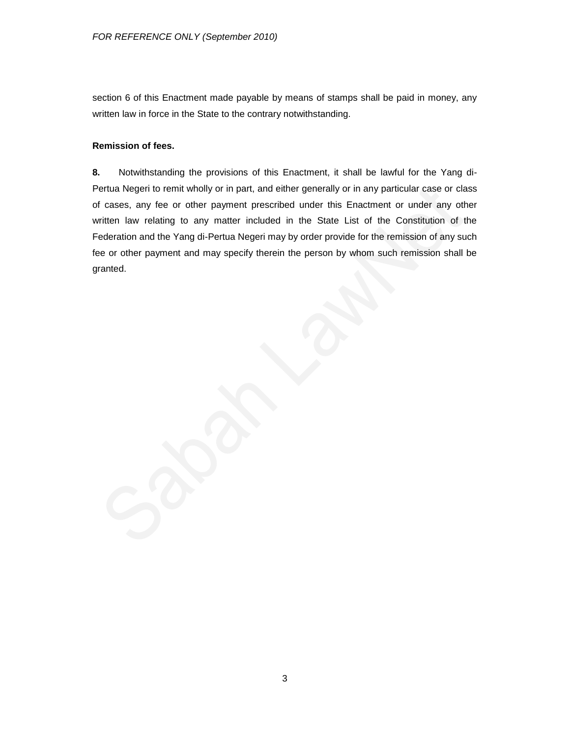section 6 of this Enactment made payable by means of stamps shall be paid in money, any written law in force in the State to the contrary notwithstanding.

**Remission of fees.**

**8.** Notwithstanding the provisions of this Enactment, it shall be lawful for the Yang di-Pertua Negeri to remit wholly or in part, and either generally or in any particular case or class of cases, any fee or other payment prescribed under this Enactment or under any other written law relating to any matter included in the State List of the Constitution of the Federation and the Yang di-Pertua Negeri may by order provide for the remission of any such fee or other payment and may specify therein the person by whom such remission shall be granted.